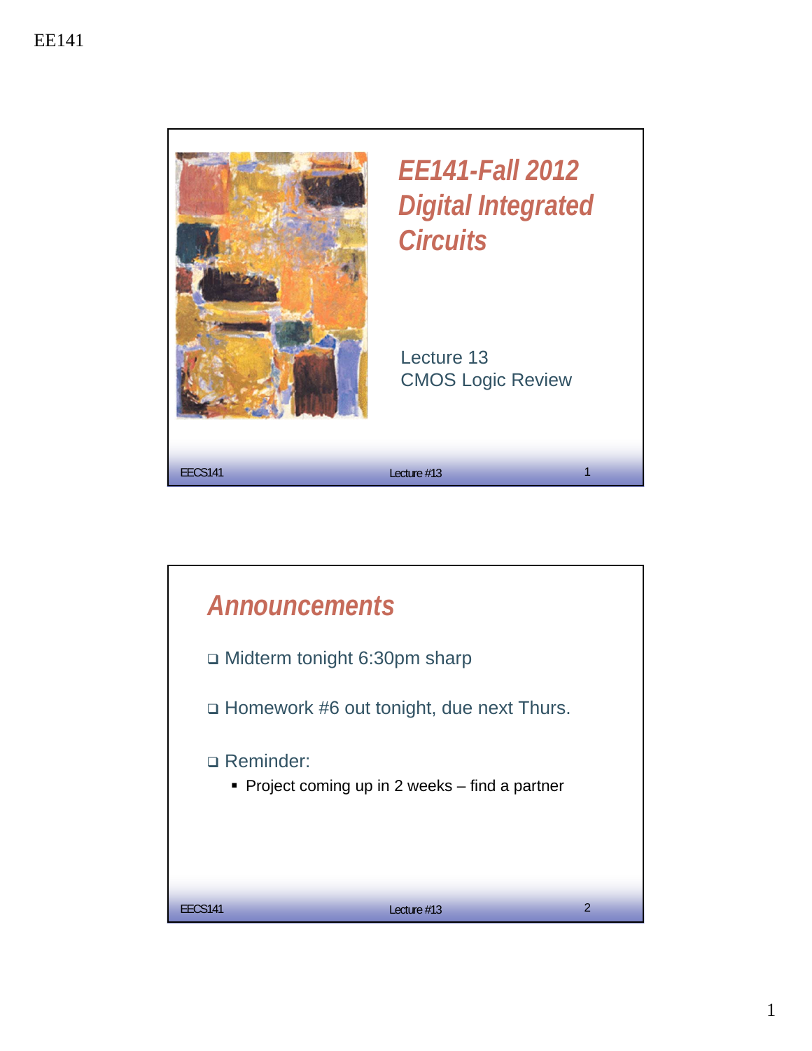# EE141-Fall 2012 Digital Integrated Circuits

Lecture 13
CMOS Logic Review

## Announcements

- Midterm tonight 6:30pm sharp
- Homework #6 out tonight, due next Thurs.
- Reminder:
  - Project coming up in 2 weeks – find a partner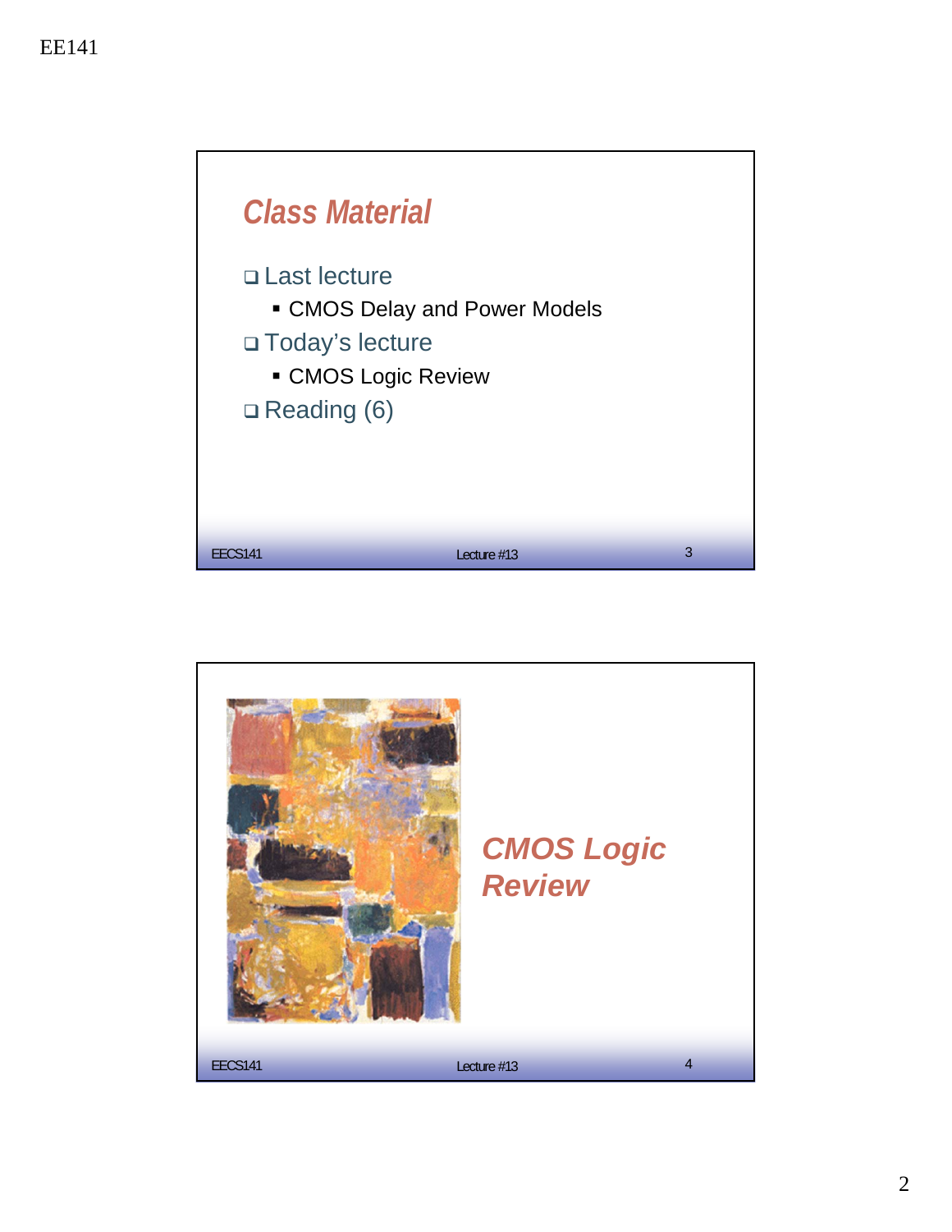## Class Material

- Last lecture
  - CMOS Delay and Power Models
- Today's lecture
  - CMOS Logic Review
- Reading (6)

## CMOS Logic Review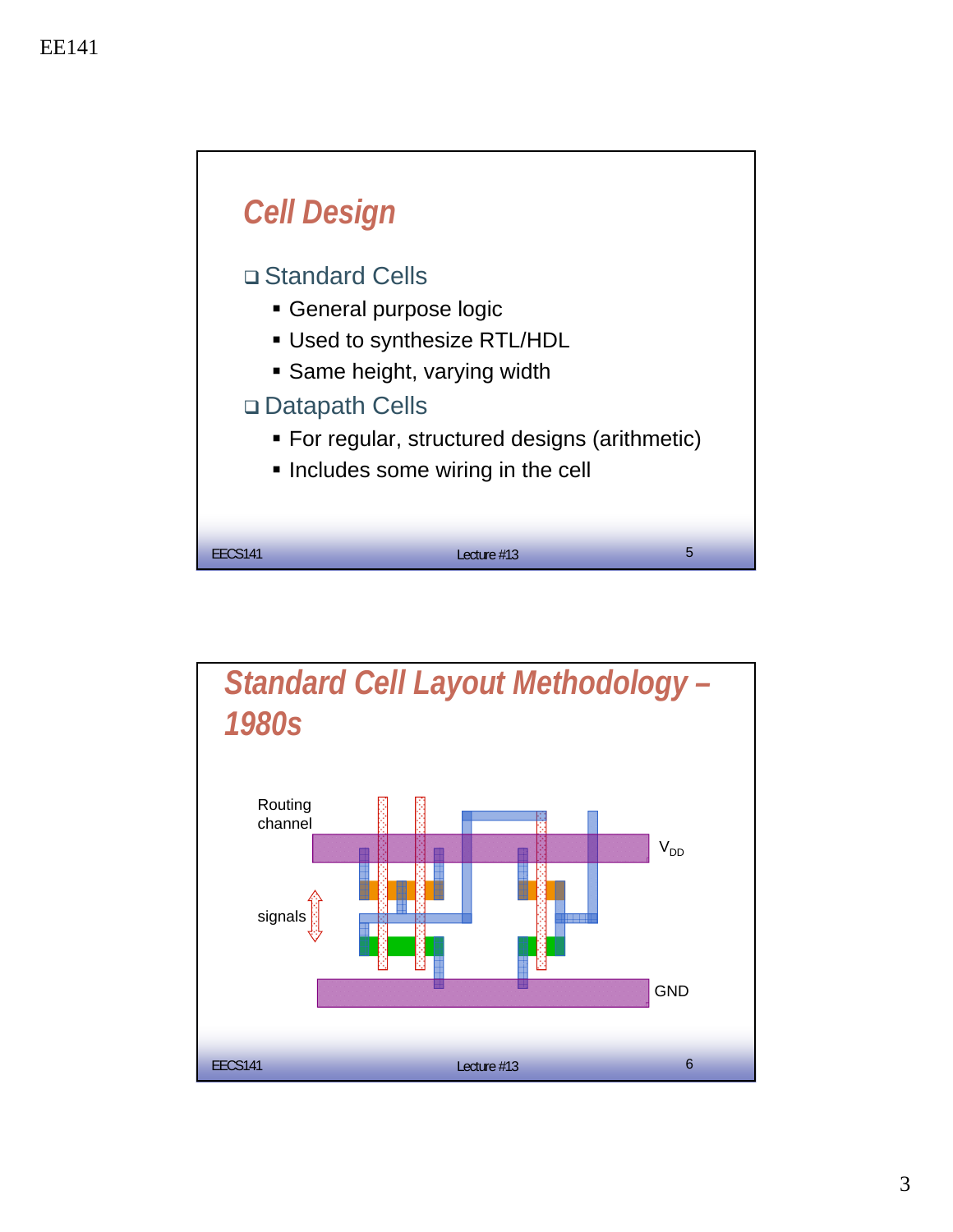## Cell Design

- Standard Cells
  - General purpose logic
  - Used to synthesize RTL/HDL
  - Same height, varying width
- Datapath Cells
  - For regular, structured designs (arithmetic)
  - Includes some wiring in the cell

## Standard Cell Layout Methodology – 1980s

Routing channel

signals

$V_{DD}$

GND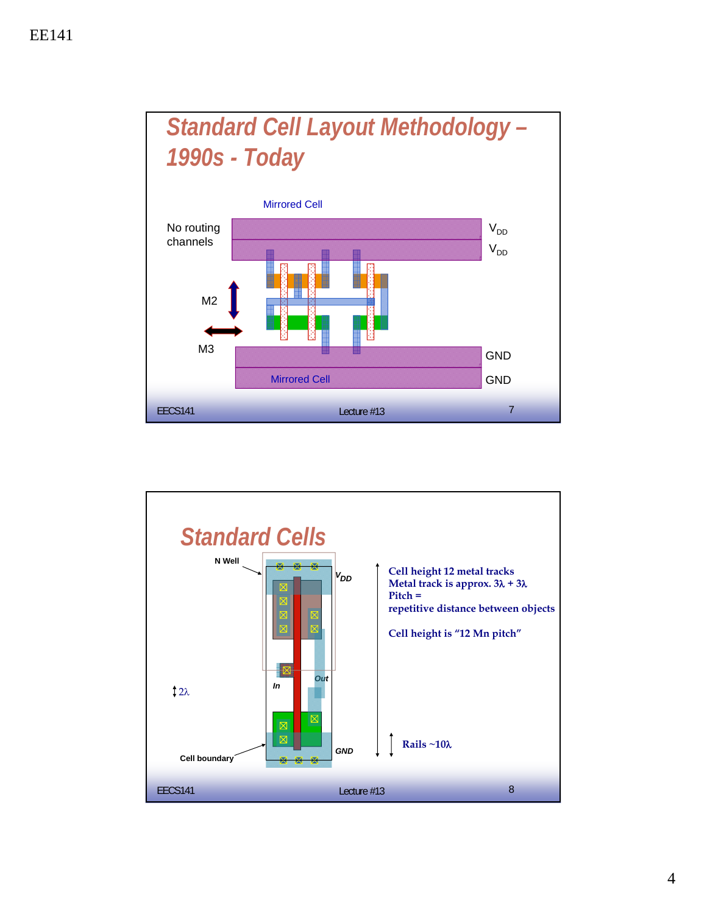## Standard Cell Layout Methodology – 1990s - Today

Mirrored Cell

No routing channels

$V_{DD}$

$V_{DD}$

M2

M3

GND

Mirrored Cell

GND

## Standard Cells

N Well

$V_{DD}$

Out

In

$2\lambda$

GND

Cell boundary

Cell height 12 metal tracks
Metal track is approx. $3\lambda + 3\lambda$
Pitch =
repetitive distance between objects

Cell height is "12 Mn pitch"

Rails ~$10\lambda$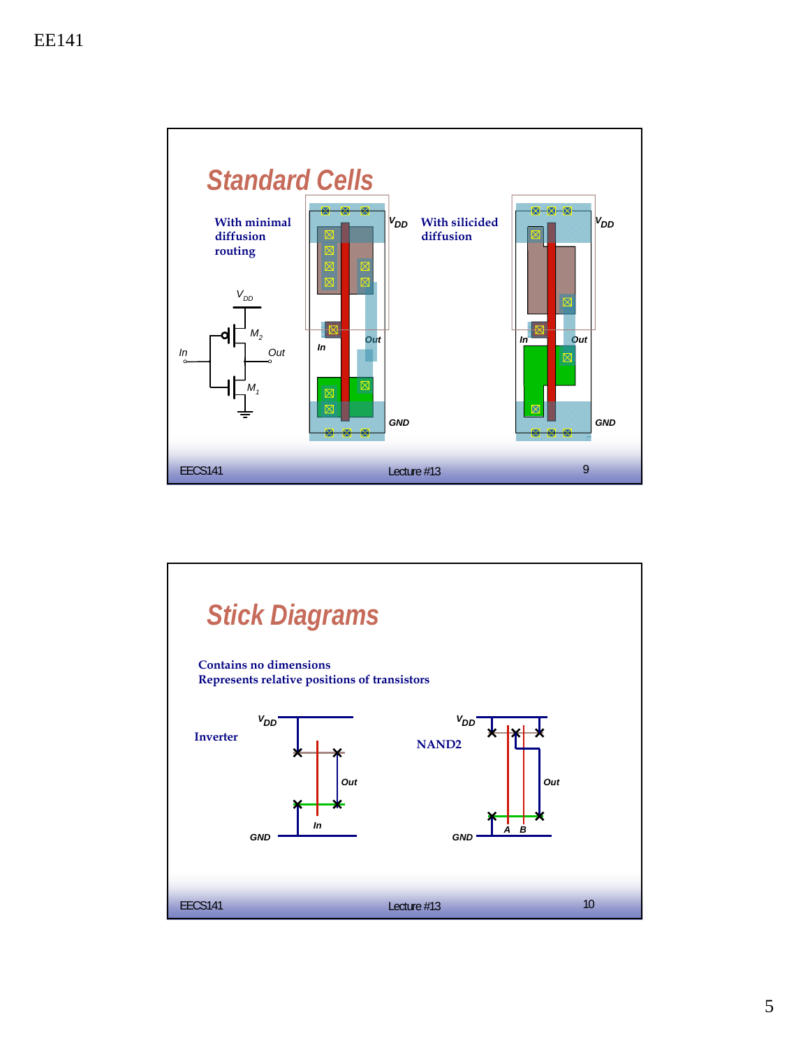## Standard Cells

With minimal diffusion routing

With silicided diffusion

$V_{DD}$

In

Out

$M_2$

$M_1$

GND

## Stick Diagrams

Contains no dimensions
Represents relative positions of transistors

Inverter

NAND2

$V_{DD}$

Out

In

GND

A B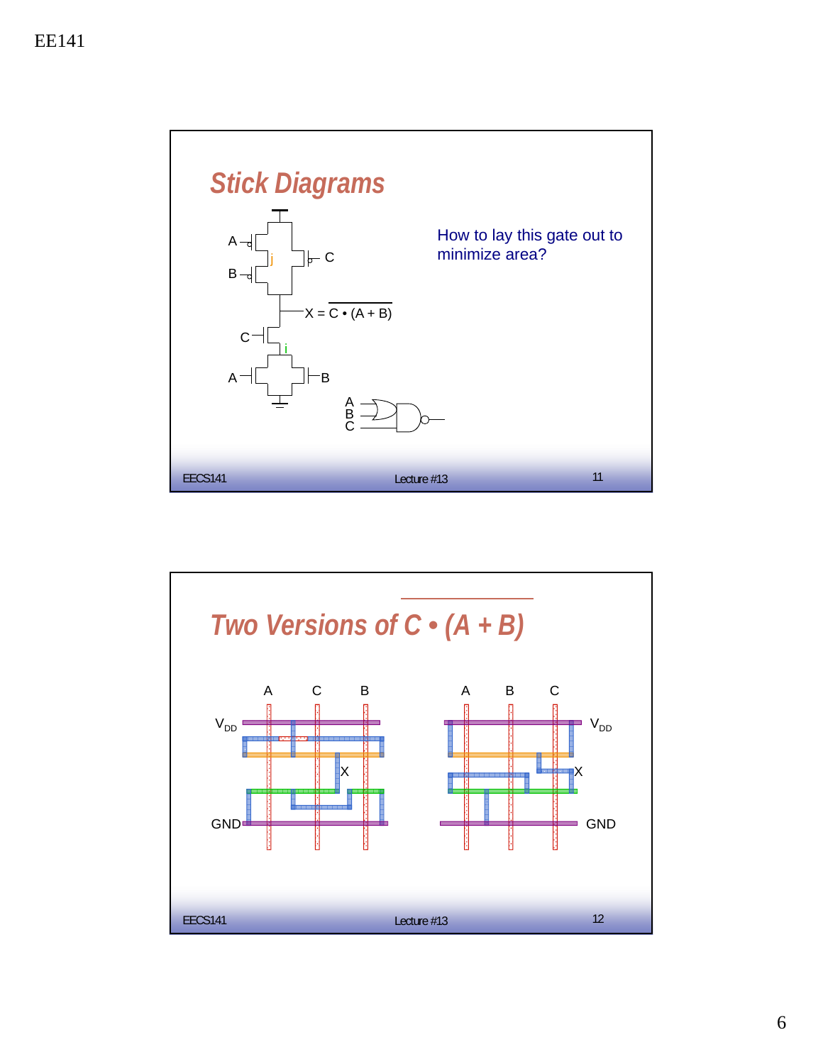## Stick Diagrams

$X = \overline{C \cdot (A + B)}$

How to lay this gate out to minimize area?

## Two Versions of $\overline{C \cdot (A + B)}$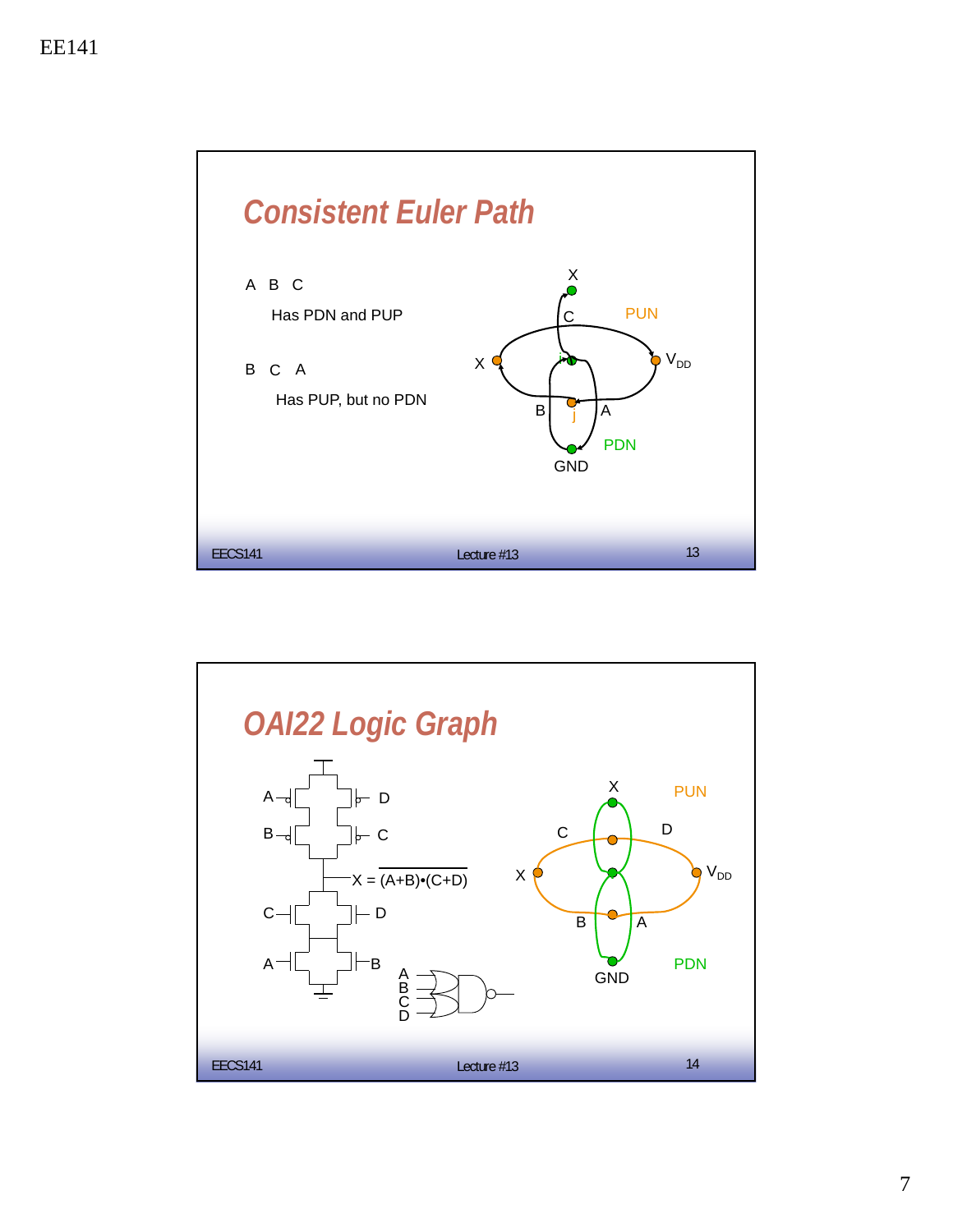## Consistent Euler Path

A B C

Has PDN and PUP

B C A

Has PUP, but no PDN

## OAI22 Logic Graph

$X = \overline{(A+B) \bullet (C+D)}$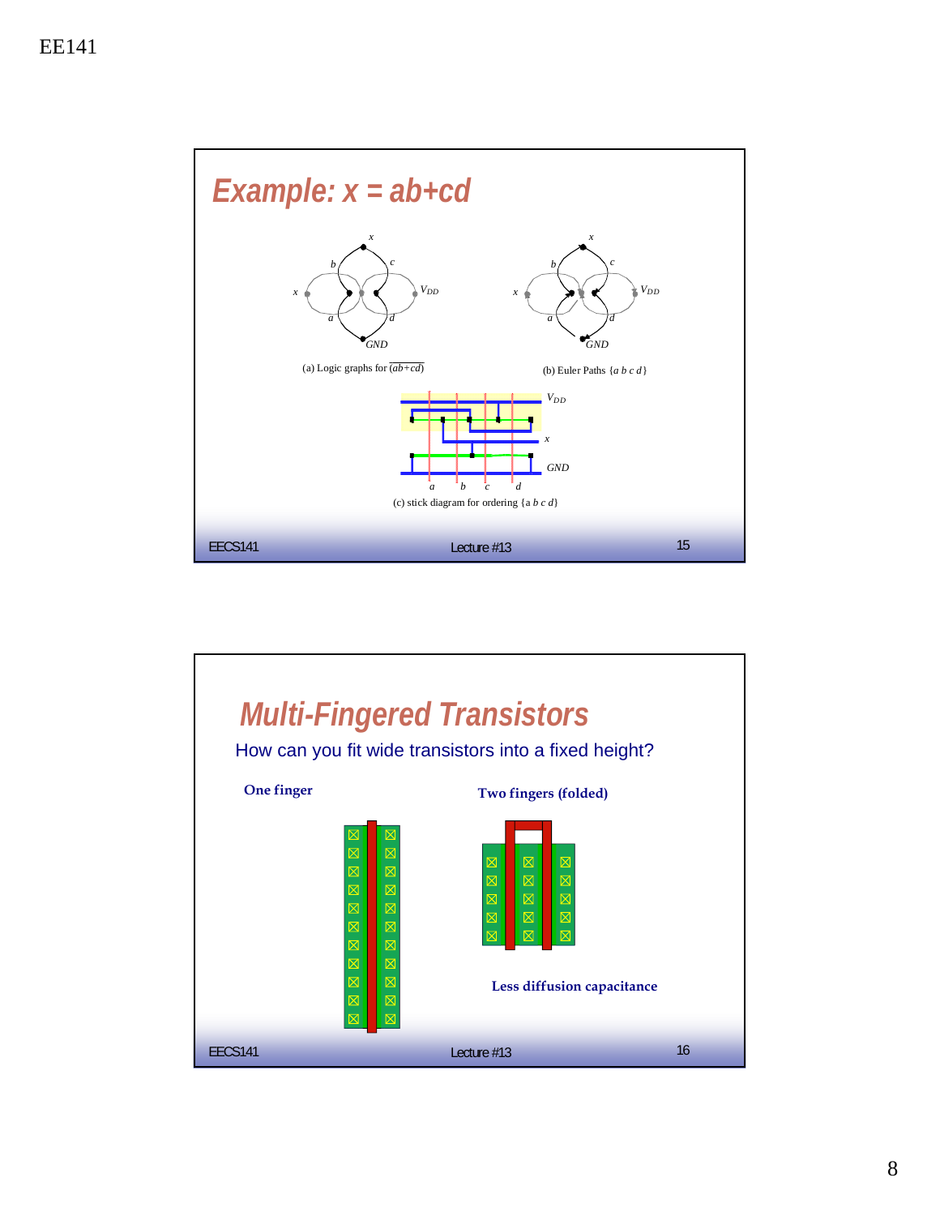## Example: x = ab+cd

(a) Logic graphs for $\overline{(ab+cd)}$

(b) Euler Paths {a b c d}

(c) stick diagram for ordering {a b c d}

## Multi-Fingered Transistors

How can you fit wide transistors into a fixed height?

**One finger**

**Two fingers (folded)**

**Less diffusion capacitance**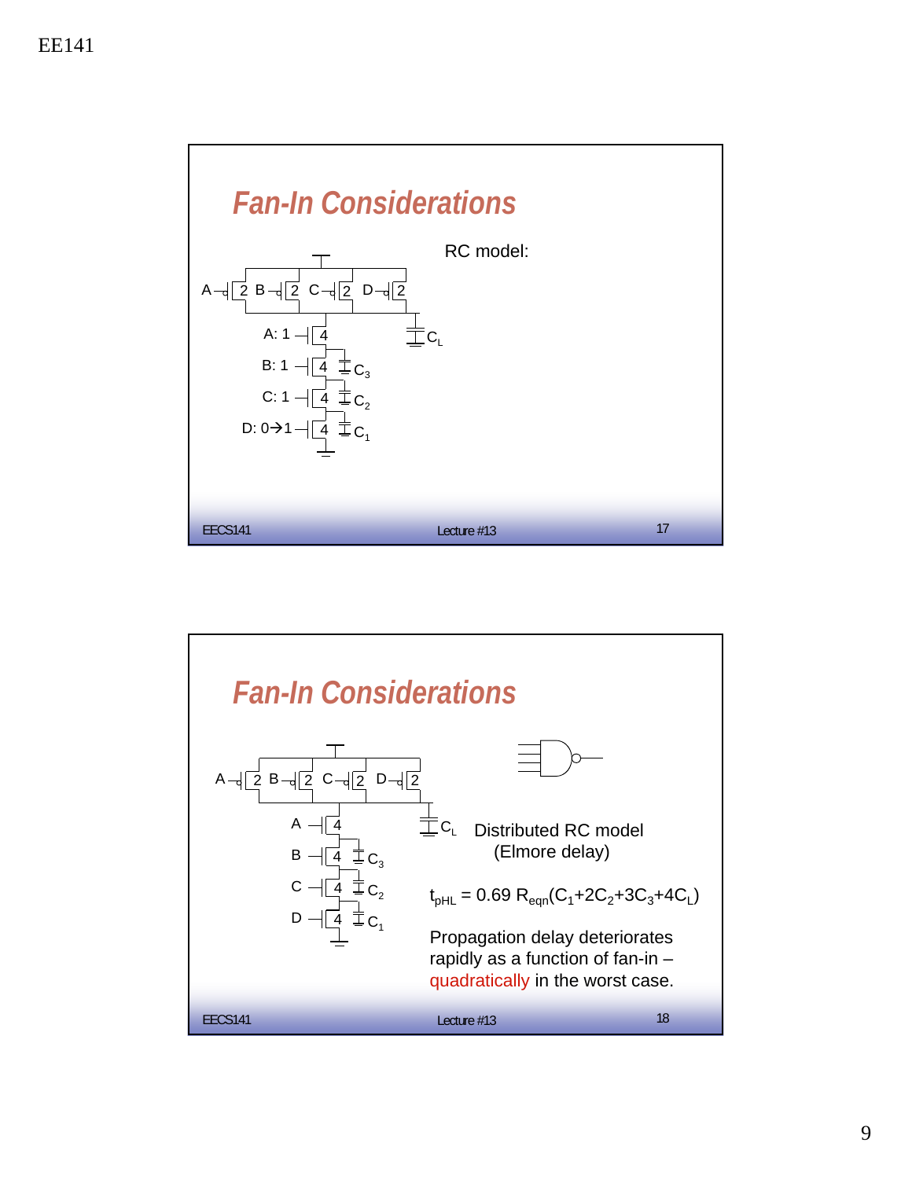## Fan-In Considerations

RC model:

A, B, C, D: PMOS transistors of size 2 in parallel; NMOS stack: A: 1 (4), B: 1 (4), C: 1 (4), D: 0→1 (4); capacitances $C_L$, $C_3$, $C_2$, $C_1$

## Fan-In Considerations

Distributed RC model (Elmore delay)

$$t_{pHL} = 0.69\ R_{eqn}(C_1+2C_2+3C_3+4C_L)$$

Propagation delay deteriorates rapidly as a function of fan-in – quadratically in the worst case.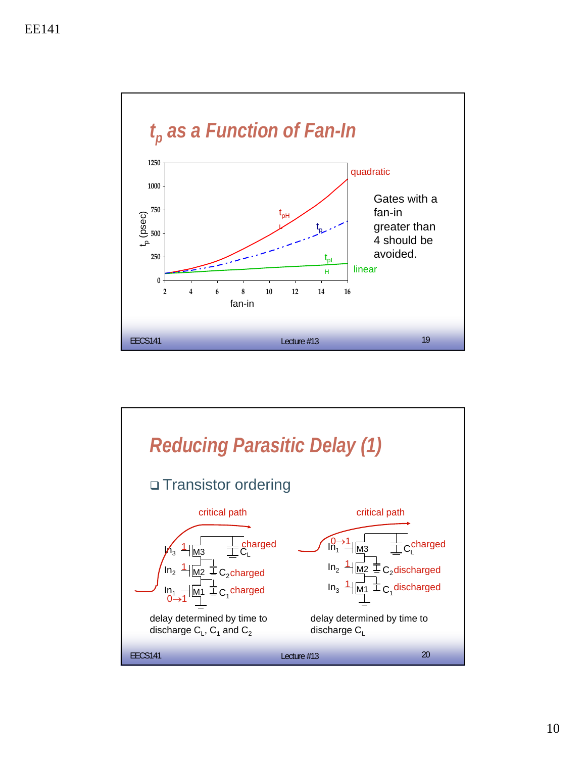## $t_p$ as a Function of Fan-In

Gates with a fan-in greater than 4 should be avoided.

- $t_{pHL}$: quadratic
- $t_p$
- $t_{pLH}$: linear

(Plot: $t_p$ (psec), 0–1250, vs. fan-in, 2–16)

## Reducing Parasitic Delay (1)

- Transistor ordering

**Left (critical path through $In_1$ at bottom):**

- $In_3$: 1 — M3 — $C_L$ charged
- $In_2$: 1 — M2 — $C_2$ charged
- $In_1$: 0→1 — M1 — $C_1$ charged

delay determined by time to discharge $C_L$, $C_1$ and $C_2$

**Right (critical path through $In_1$ at top):**

- $In_1$: 0→1 — M3 — $C_L$ charged
- $In_2$: 1 — M2 — $C_2$ discharged
- $In_3$: 1 — M1 — $C_1$ discharged

delay determined by time to discharge $C_L$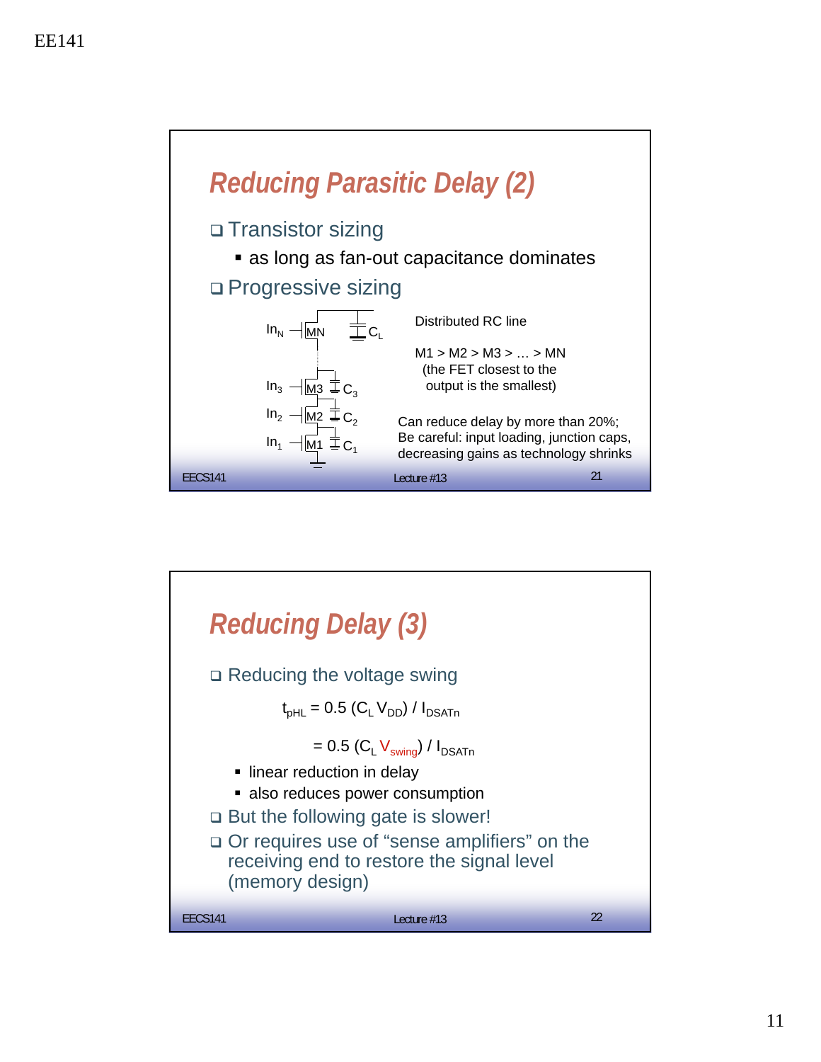## Reducing Parasitic Delay (2)

- Transistor sizing
  - as long as fan-out capacitance dominates
- Progressive sizing

$In_N$ — MN — $C_L$

$In_3$ — M3 — $C_3$

$In_2$ — M2 — $C_2$

$In_1$ — M1 — $C_1$

Distributed RC line

M1 > M2 > M3 > … > MN (the FET closest to the output is the smallest)

Can reduce delay by more than 20%; Be careful: input loading, junction caps, decreasing gains as technology shrinks

## Reducing Delay (3)

- Reducing the voltage swing

$$t_{pHL} = 0.5\,(C_L V_{DD}) / I_{DSATn}$$

$$= 0.5\,(C_L V_{swing}) / I_{DSATn}$$

  - linear reduction in delay
  - also reduces power consumption
- But the following gate is slower!
- Or requires use of "sense amplifiers" on the receiving end to restore the signal level (memory design)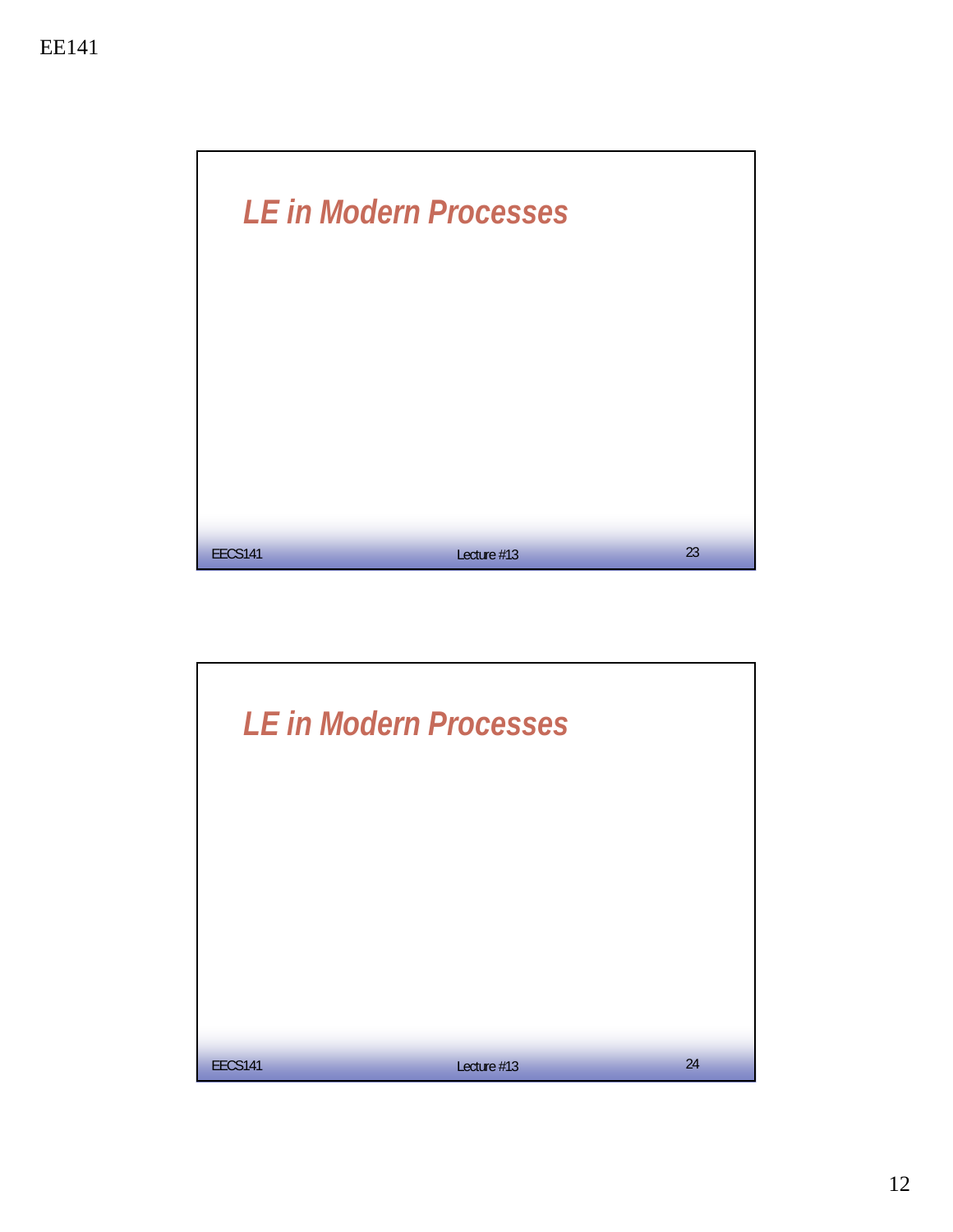## LE in Modern Processes

## LE in Modern Processes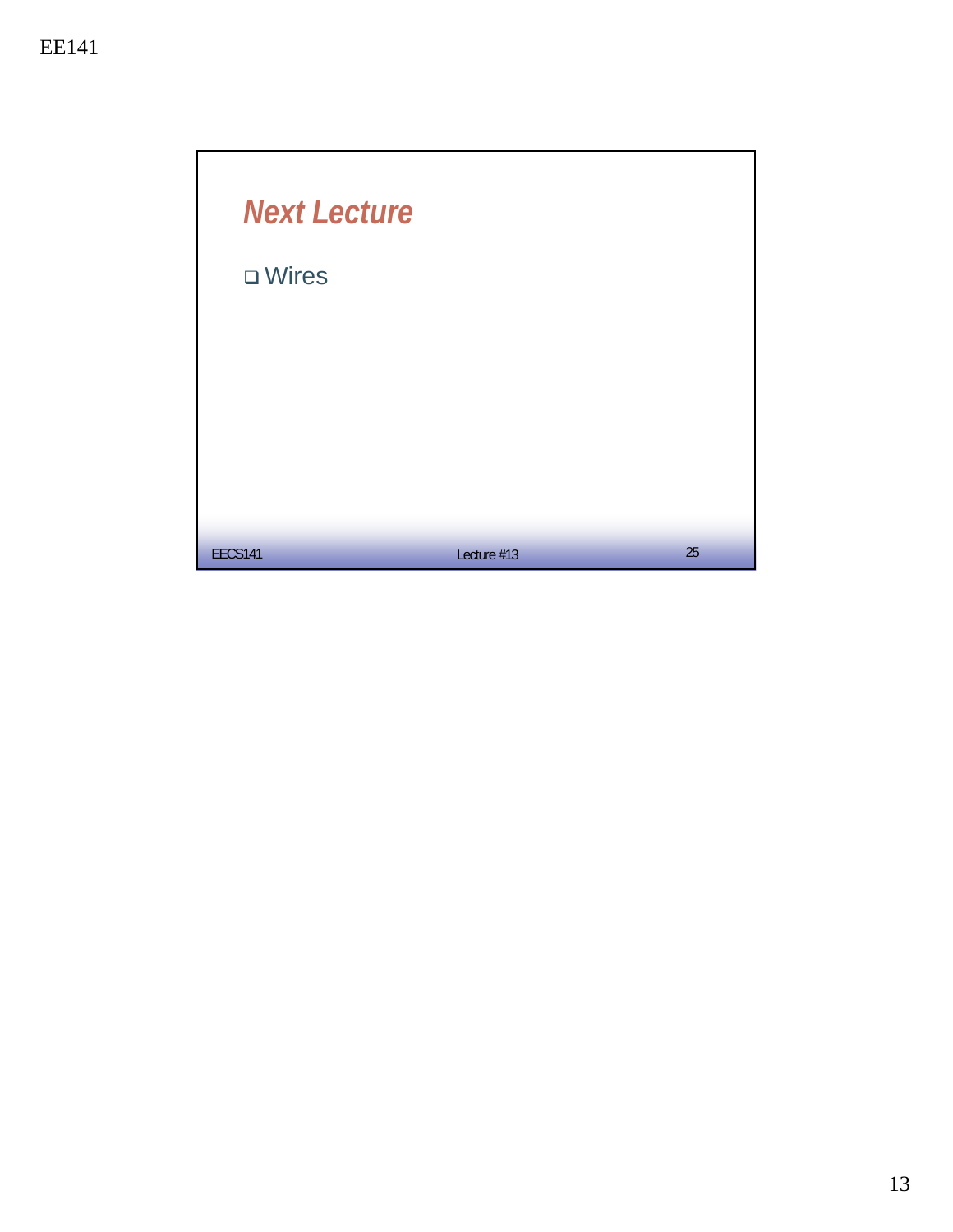## Next Lecture

- Wires